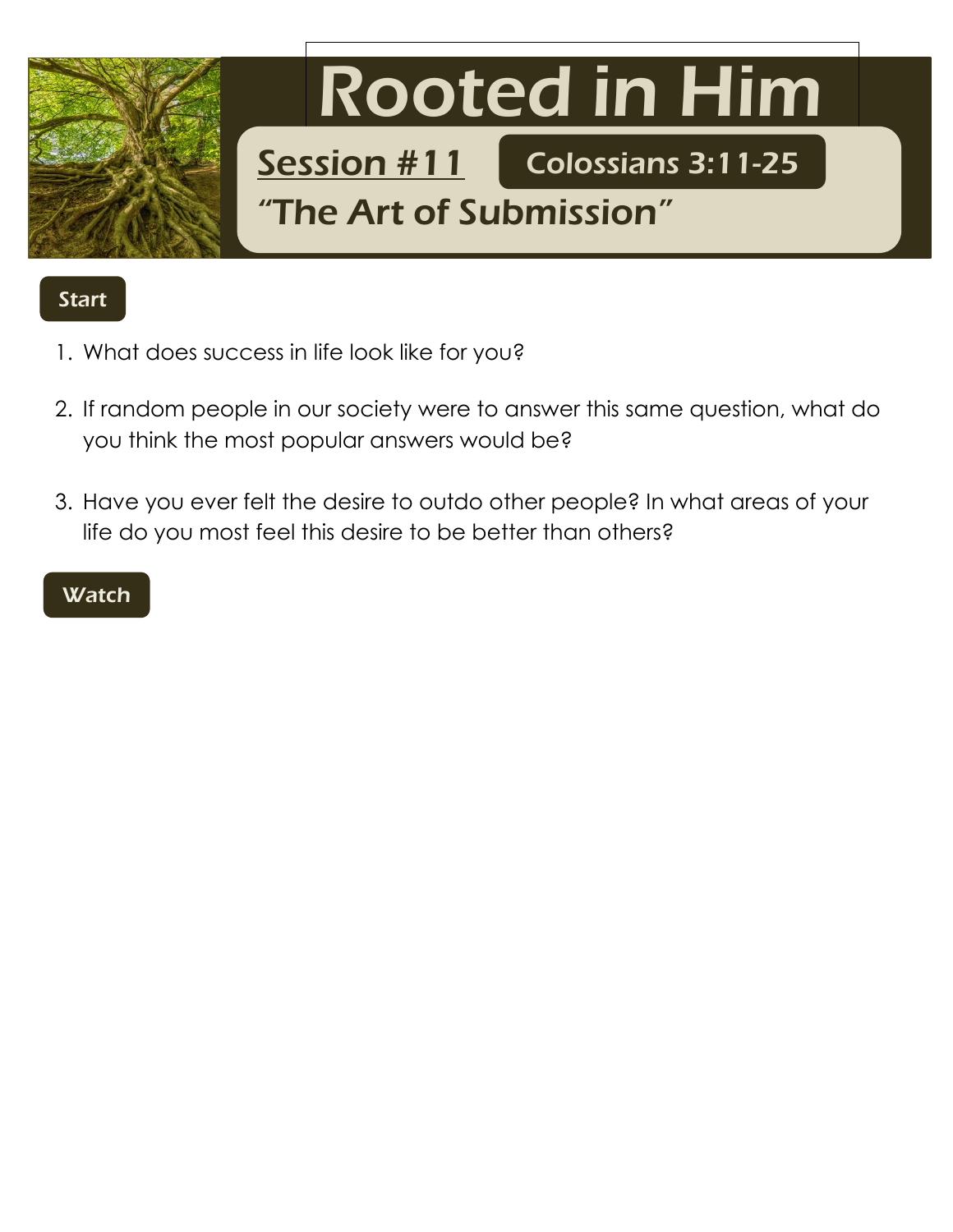# Rooted in Him

## Session #11

**Colossians 3:11-25**

## "The Art of Submission"

### Start

1. What does success in life look like for you?

2. If random people in our society were to answer this same question, what do you think the most popular answers would be?

3. Have you ever felt the desire to outdo other people? In what areas of your life do you most feel this desire to be better than others?

### Watch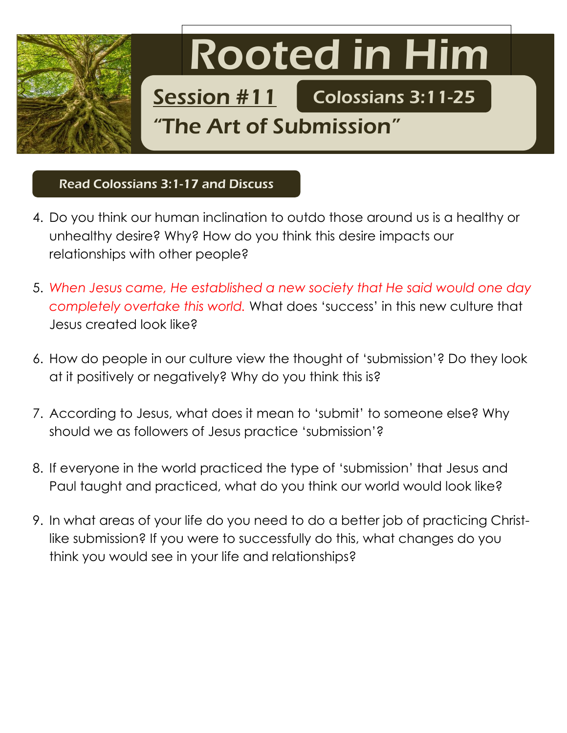# Rooted in Him

## Session #11 | Colossians 3:11-25

## "The Art of Submission"

### Read Colossians 3:1-17 and Discuss

4. Do you think our human inclination to outdo those around us is a healthy or unhealthy desire? Why? How do you think this desire impacts our relationships with other people?

5. *When Jesus came, He established a new society that He said would one day completely overtake this world.* What does 'success' in this new culture that Jesus created look like?

6. How do people in our culture view the thought of 'submission'? Do they look at it positively or negatively? Why do you think this is?

7. According to Jesus, what does it mean to 'submit' to someone else? Why should we as followers of Jesus practice 'submission'?

8. If everyone in the world practiced the type of 'submission' that Jesus and Paul taught and practiced, what do you think our world would look like?

9. In what areas of your life do you need to do a better job of practicing Christ-like submission? If you were to successfully do this, what changes do you think you would see in your life and relationships?